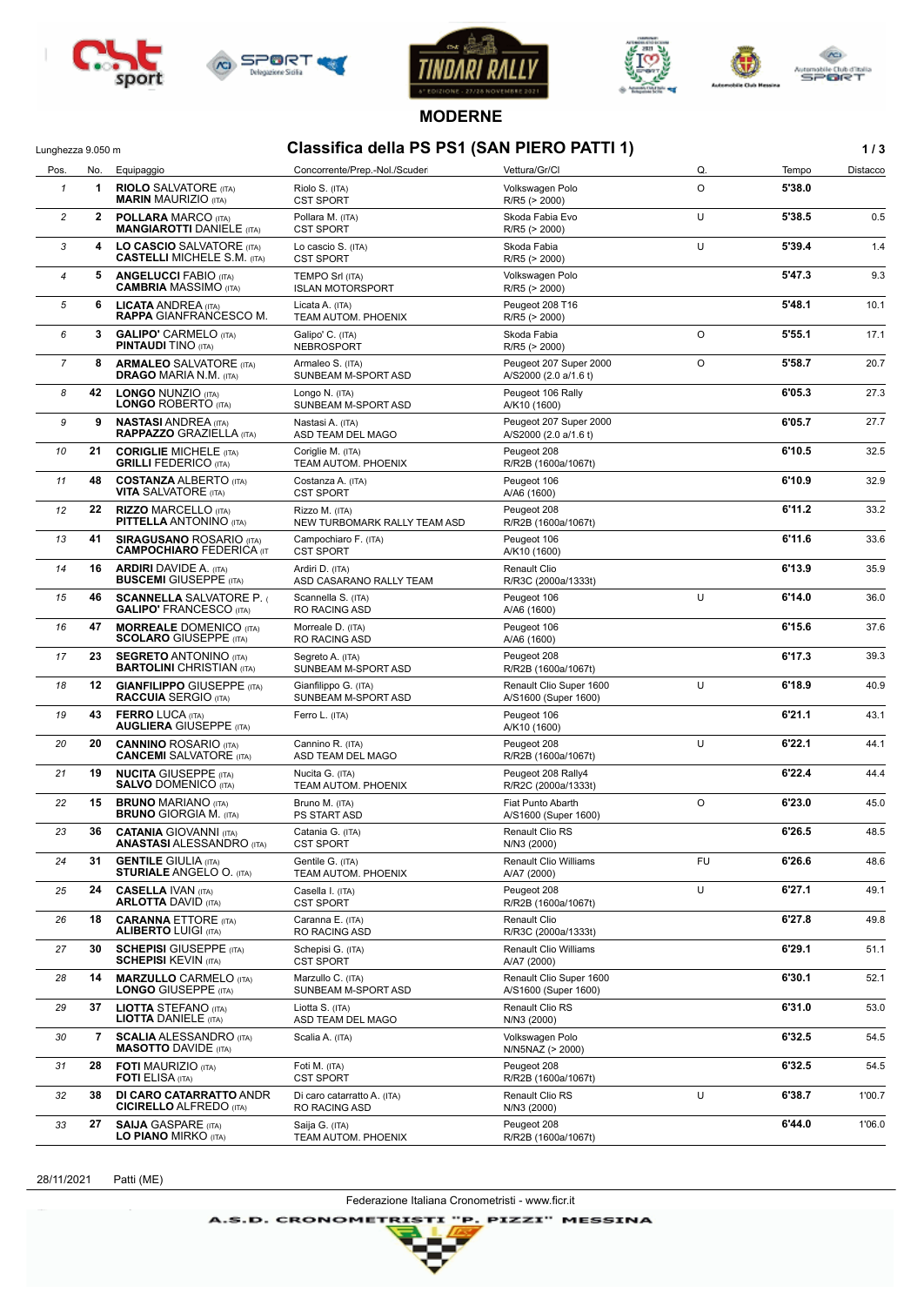## MODERNE

Lunghezza 9.050 m

# Classifica della PS PS1 (SAN PIERO PATTI 1)

| Pos. | No. | Equipaggio | Concorrente/Prep.-Nol./Scuder | Vettura/Gr/Cl | Q. | Tempo | Distacco |
|---|---|---|---|---|---|---|---|
| 1 | 1 | **RIOLO** SALVATORE (ITA)<br>**MARIN** MAURIZIO (ITA) | Riolo S. (ITA)<br>CST SPORT | Volkswagen Polo<br>R/R5 (> 2000) | O | **5'38.0** | |
| 2 | 2 | **POLLARA** MARCO (ITA)<br>**MANGIAROTTI** DANIELE (ITA) | Pollara M. (ITA)<br>CST SPORT | Skoda Fabia Evo<br>R/R5 (> 2000) | U | **5'38.5** | 0.5 |
| 3 | 4 | **LO CASCIO** SALVATORE (ITA)<br>**CASTELLI** MICHELE S.M. (ITA) | Lo cascio S. (ITA)<br>CST SPORT | Skoda Fabia<br>R/R5 (> 2000) | U | **5'39.4** | 1.4 |
| 4 | 5 | **ANGELUCCI** FABIO (ITA)<br>**CAMBRIA** MASSIMO (ITA) | TEMPO Srl (ITA)<br>ISLAN MOTORSPORT | Volkswagen Polo<br>R/R5 (> 2000) | | **5'47.3** | 9.3 |
| 5 | 6 | **LICATA** ANDREA (ITA)<br>**RAPPA** GIANFRANCESCO M. | Licata A. (ITA)<br>TEAM AUTOM. PHOENIX | Peugeot 208 T16<br>R/R5 (> 2000) | | **5'48.1** | 10.1 |
| 6 | 3 | **GALIPO'** CARMELO (ITA)<br>**PINTAUDI** TINO (ITA) | Galipo' C. (ITA)<br>NEBROSPORT | Skoda Fabia<br>R/R5 (> 2000) | O | **5'55.1** | 17.1 |
| 7 | 8 | **ARMALEO** SALVATORE (ITA)<br>**DRAGO** MARIA N.M. (ITA) | Armaleo S. (ITA)<br>SUNBEAM M-SPORT ASD | Peugeot 207 Super 2000<br>A/S2000 (2.0 a/1.6 t) | O | **5'58.7** | 20.7 |
| 8 | 42 | **LONGO** NUNZIO (ITA)<br>**LONGO** ROBERTO (ITA) | Longo N. (ITA)<br>SUNBEAM M-SPORT ASD | Peugeot 106 Rally<br>A/K10 (1600) | | **6'05.3** | 27.3 |
| 9 | 9 | **NASTASI** ANDREA (ITA)<br>**RAPPAZZO** GRAZIELLA (ITA) | Nastasi A. (ITA)<br>ASD TEAM DEL MAGO | Peugeot 207 Super 2000<br>A/S2000 (2.0 a/1.6 t) | | **6'05.7** | 27.7 |
| 10 | 21 | **CORIGLIE** MICHELE (ITA)<br>**GRILLI** FEDERICO (ITA) | Coriglie M. (ITA)<br>TEAM AUTOM. PHOENIX | Peugeot 208<br>R/R2B (1600a/1067t) | | **6'10.5** | 32.5 |
| 11 | 48 | **COSTANZA** ALBERTO (ITA)<br>**VITA** SALVATORE (ITA) | Costanza A. (ITA)<br>CST SPORT | Peugeot 106<br>A/A6 (1600) | | **6'10.9** | 32.9 |
| 12 | 22 | **RIZZO** MARCELLO (ITA)<br>**PITTELLA** ANTONINO (ITA) | Rizzo M. (ITA)<br>NEW TURBOMARK RALLY TEAM ASD | Peugeot 208<br>R/R2B (1600a/1067t) | | **6'11.2** | 33.2 |
| 13 | 41 | **SIRAGUSANO** ROSARIO (ITA)<br>**CAMPOCHIARO** FEDERICA (IT | Campochiaro F. (ITA)<br>CST SPORT | Peugeot 106<br>A/K10 (1600) | | **6'11.6** | 33.6 |
| 14 | 16 | **ARDIRI** DAVIDE A. (ITA)<br>**BUSCEMI** GIUSEPPE (ITA) | Ardiri D. (ITA)<br>ASD CASARANO RALLY TEAM | Renault Clio<br>R/R3C (2000a/1333t) | | **6'13.9** | 35.9 |
| 15 | 46 | **SCANNELLA** SALVATORE P. (<br>**GALIPO'** FRANCESCO (ITA) | Scannella S. (ITA)<br>RO RACING ASD | Peugeot 106<br>A/A6 (1600) | U | **6'14.0** | 36.0 |
| 16 | 47 | **MORREALE** DOMENICO (ITA)<br>**SCOLARO** GIUSEPPE (ITA) | Morreale D. (ITA)<br>RO RACING ASD | Peugeot 106<br>A/A6 (1600) | | **6'15.6** | 37.6 |
| 17 | 23 | **SEGRETO** ANTONINO (ITA)<br>**BARTOLINI** CHRISTIAN (ITA) | Segreto A. (ITA)<br>SUNBEAM M-SPORT ASD | Peugeot 208<br>R/R2B (1600a/1067t) | | **6'17.3** | 39.3 |
| 18 | 12 | **GIANFILIPPO** GIUSEPPE (ITA)<br>**RACCUIA** SERGIO (ITA) | Gianfilippo G. (ITA)<br>SUNBEAM M-SPORT ASD | Renault Clio Super 1600<br>A/S1600 (Super 1600) | U | **6'18.9** | 40.9 |
| 19 | 43 | **FERRO** LUCA (ITA)<br>**AUGLIERA** GIUSEPPE (ITA) | Ferro L. (ITA) | Peugeot 106<br>A/K10 (1600) | | **6'21.1** | 43.1 |
| 20 | 20 | **CANNINO** ROSARIO (ITA)<br>**CANCEMI** SALVATORE (ITA) | Cannino R. (ITA)<br>ASD TEAM DEL MAGO | Peugeot 208<br>R/R2B (1600a/1067t) | U | **6'22.1** | 44.1 |
| 21 | 19 | **NUCITA** GIUSEPPE (ITA)<br>**SALVO** DOMENICO (ITA) | Nucita G. (ITA)<br>TEAM AUTOM. PHOENIX | Peugeot 208 Rally4<br>R/R2C (2000a/1333t) | | **6'22.4** | 44.4 |
| 22 | 15 | **BRUNO** MARIANO (ITA)<br>**BRUNO** GIORGIA M. (ITA) | Bruno M. (ITA)<br>PS START ASD | Fiat Punto Abarth<br>A/S1600 (Super 1600) | O | **6'23.0** | 45.0 |
| 23 | 36 | **CATANIA** GIOVANNI (ITA)<br>**ANASTASI** ALESSANDRO (ITA) | Catania G. (ITA)<br>CST SPORT | Renault Clio RS<br>N/N3 (2000) | | **6'26.5** | 48.5 |
| 24 | 31 | **GENTILE** GIULIA (ITA)<br>**STURIALE** ANGELO O. (ITA) | Gentile G. (ITA)<br>TEAM AUTOM. PHOENIX | Renault Clio Williams<br>A/A7 (2000) | FU | **6'26.6** | 48.6 |
| 25 | 24 | **CASELLA** IVAN (ITA)<br>**ARLOTTA** DAVID (ITA) | Casella I. (ITA)<br>CST SPORT | Peugeot 208<br>R/R2B (1600a/1067t) | U | **6'27.1** | 49.1 |
| 26 | 18 | **CARANNA** ETTORE (ITA)<br>**ALIBERTO** LUIGI (ITA) | Caranna E. (ITA)<br>RO RACING ASD | Renault Clio<br>R/R3C (2000a/1333t) | | **6'27.8** | 49.8 |
| 27 | 30 | **SCHEPISI** GIUSEPPE (ITA)<br>**SCHEPISI** KEVIN (ITA) | Schepisi G. (ITA)<br>CST SPORT | Renault Clio Williams<br>A/A7 (2000) | | **6'29.1** | 51.1 |
| 28 | 14 | **MARZULLO** CARMELO (ITA)<br>**LONGO** GIUSEPPE (ITA) | Marzullo C. (ITA)<br>SUNBEAM M-SPORT ASD | Renault Clio Super 1600<br>A/S1600 (Super 1600) | | **6'30.1** | 52.1 |
| 29 | 37 | **LIOTTA** STEFANO (ITA)<br>**LIOTTA** DANIELE (ITA) | Liotta S. (ITA)<br>ASD TEAM DEL MAGO | Renault Clio RS<br>N/N3 (2000) | | **6'31.0** | 53.0 |
| 30 | 7 | **SCALIA** ALESSANDRO (ITA)<br>**MASOTTO** DAVIDE (ITA) | Scalia A. (ITA) | Volkswagen Polo<br>N/N5NAZ (> 2000) | | **6'32.5** | 54.5 |
| 31 | 28 | **FOTI** MAURIZIO (ITA)<br>**FOTI** ELISA (ITA) | Foti M. (ITA)<br>CST SPORT | Peugeot 208<br>R/R2B (1600a/1067t) | | **6'32.5** | 54.5 |
| 32 | 38 | **DI CARO CATARRATTO** ANDR<br>**CICIRELLO** ALFREDO (ITA) | Di caro catarratto A. (ITA)<br>RO RACING ASD | Renault Clio RS<br>N/N3 (2000) | U | **6'38.7** | 1'00.7 |
| 33 | 27 | **SAIJA** GASPARE (ITA)<br>**LO PIANO** MIRKO (ITA) | Saija G. (ITA)<br>TEAM AUTOM. PHOENIX | Peugeot 208<br>R/R2B (1600a/1067t) | | **6'44.0** | 1'06.0 |

28/11/2021 Patti (ME)

Federazione Italiana Cronometristi - www.ficr.it

A.S.D. CRONOMETRISTI "P. PIZZI" MESSINA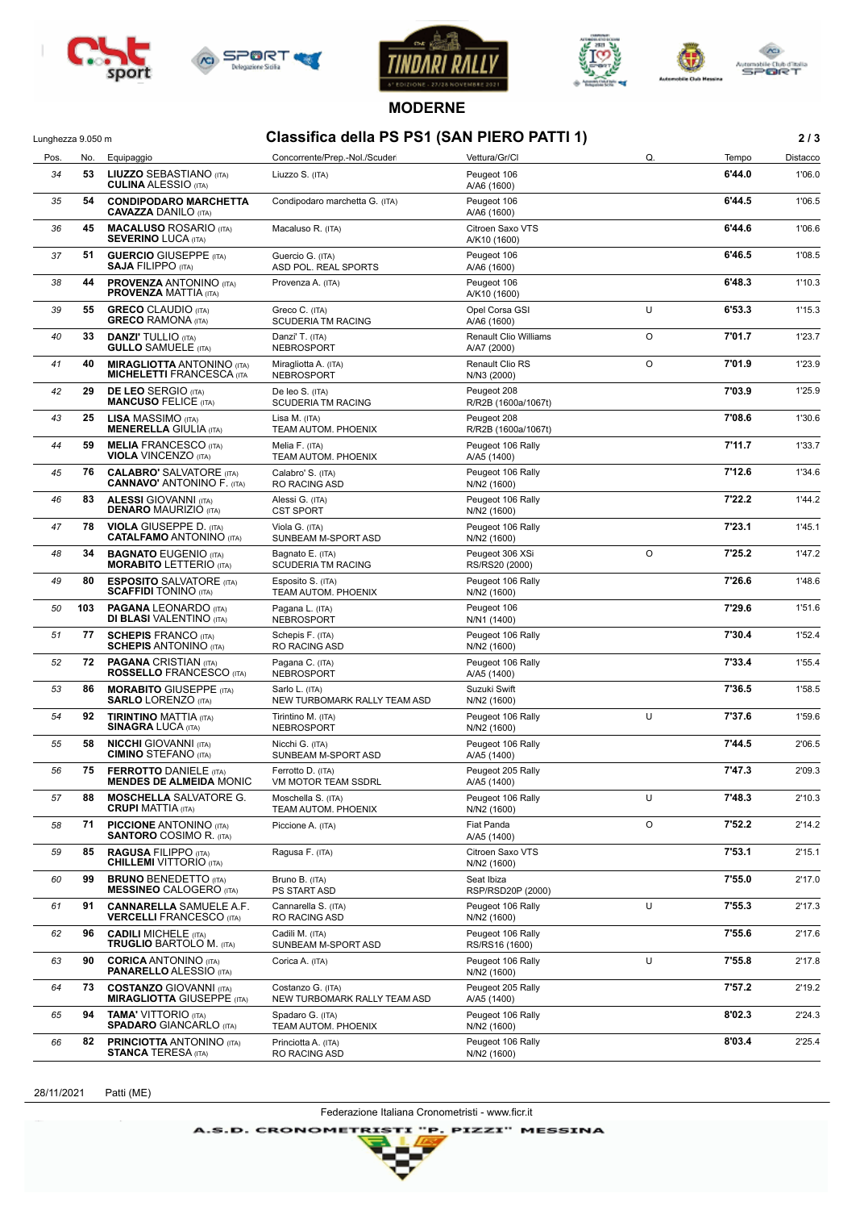## MODERNE

Lunghezza 9.050 m

# Classifica della PS PS1 (SAN PIERO PATTI 1)

| Pos. | No. | Equipaggio | Concorrente/Prep.-Nol./Scuder | Vettura/Gr/Cl | Q. | Tempo | Distacco |
|---|---|---|---|---|---|---|---|
| 34 | 53 | **LIUZZO** SEBASTIANO (ITA)<br>**CULINA** ALESSIO (ITA) | Liuzzo S. (ITA) | Peugeot 106<br>A/A6 (1600) | | **6'44.0** | 1'06.0 |
| 35 | 54 | **CONDIPODARO MARCHETTA**<br>**CAVAZZA** DANILO (ITA) | Condipodaro marchetta G. (ITA) | Peugeot 106<br>A/A6 (1600) | | **6'44.5** | 1'06.5 |
| 36 | 45 | **MACALUSO** ROSARIO (ITA)<br>**SEVERINO** LUCA (ITA) | Macaluso R. (ITA) | Citroen Saxo VTS<br>A/K10 (1600) | | **6'44.6** | 1'06.6 |
| 37 | 51 | **GUERCIO** GIUSEPPE (ITA)<br>**SAJA** FILIPPO (ITA) | Guercio G. (ITA)<br>ASD POL. REAL SPORTS | Peugeot 106<br>A/A6 (1600) | | **6'46.5** | 1'08.5 |
| 38 | 44 | **PROVENZA** ANTONINO (ITA)<br>**PROVENZA** MATTIA (ITA) | Provenza A. (ITA) | Peugeot 106<br>A/K10 (1600) | | **6'48.3** | 1'10.3 |
| 39 | 55 | **GRECO** CLAUDIO (ITA)<br>**GRECO** RAMONA (ITA) | Greco C. (ITA)<br>SCUDERIA TM RACING | Opel Corsa GSI<br>A/A6 (1600) | U | **6'53.3** | 1'15.3 |
| 40 | 33 | **DANZI'** TULLIO (ITA)<br>**GULLO** SAMUELE (ITA) | Danzi' T. (ITA)<br>NEBROSPORT | Renault Clio Williams<br>A/A7 (2000) | O | **7'01.7** | 1'23.7 |
| 41 | 40 | **MIRAGLIOTTA** ANTONINO (ITA)<br>**MICHELETTI** FRANCESCA (ITA) | Miragliotta A. (ITA)<br>NEBROSPORT | Renault Clio RS<br>N/N3 (2000) | O | **7'01.9** | 1'23.9 |
| 42 | 29 | **DE LEO** SERGIO (ITA)<br>**MANCUSO** FELICE (ITA) | De leo S. (ITA)<br>SCUDERIA TM RACING | Peugeot 208<br>R/R2B (1600a/1067t) | | **7'03.9** | 1'25.9 |
| 43 | 25 | **LISA** MASSIMO (ITA)<br>**MENERELLA** GIULIA (ITA) | Lisa M. (ITA)<br>TEAM AUTOM. PHOENIX | Peugeot 208<br>R/R2B (1600a/1067t) | | **7'08.6** | 1'30.6 |
| 44 | 59 | **MELIA** FRANCESCO (ITA)<br>**VIOLA** VINCENZO (ITA) | Melia F. (ITA)<br>TEAM AUTOM. PHOENIX | Peugeot 106 Rally<br>A/A5 (1400) | | **7'11.7** | 1'33.7 |
| 45 | 76 | **CALABRO'** SALVATORE (ITA)<br>**CANNAVO'** ANTONINO F. (ITA) | Calabro' S. (ITA)<br>RO RACING ASD | Peugeot 106 Rally<br>N/N2 (1600) | | **7'12.6** | 1'34.6 |
| 46 | 83 | **ALESSI** GIOVANNI (ITA)<br>**DENARO** MAURIZIO (ITA) | Alessi G. (ITA)<br>CST SPORT | Peugeot 106 Rally<br>N/N2 (1600) | | **7'22.2** | 1'44.2 |
| 47 | 78 | **VIOLA** GIUSEPPE D. (ITA)<br>**CATALFAMO** ANTONINO (ITA) | Viola G. (ITA)<br>SUNBEAM M-SPORT ASD | Peugeot 106 Rally<br>N/N2 (1600) | | **7'23.1** | 1'45.1 |
| 48 | 34 | **BAGNATO** EUGENIO (ITA)<br>**MORABITO** LETTERIO (ITA) | Bagnato E. (ITA)<br>SCUDERIA TM RACING | Peugeot 306 XSi<br>RS/RS20 (2000) | O | **7'25.2** | 1'47.2 |
| 49 | 80 | **ESPOSITO** SALVATORE (ITA)<br>**SCAFFIDI** TONINO (ITA) | Esposito S. (ITA)<br>TEAM AUTOM. PHOENIX | Peugeot 106 Rally<br>N/N2 (1600) | | **7'26.6** | 1'48.6 |
| 50 | 103 | **PAGANA** LEONARDO (ITA)<br>**DI BLASI** VALENTINO (ITA) | Pagana L. (ITA)<br>NEBROSPORT | Peugeot 106<br>N/N1 (1400) | | **7'29.6** | 1'51.6 |
| 51 | 77 | **SCHEPIS** FRANCO (ITA)<br>**SCHEPIS** ANTONINO (ITA) | Schepis F. (ITA)<br>RO RACING ASD | Peugeot 106 Rally<br>N/N2 (1600) | | **7'30.4** | 1'52.4 |
| 52 | 72 | **PAGANA** CRISTIAN (ITA)<br>**ROSSELLO** FRANCESCO (ITA) | Pagana C. (ITA)<br>NEBROSPORT | Peugeot 106 Rally<br>A/A5 (1400) | | **7'33.4** | 1'55.4 |
| 53 | 86 | **MORABITO** GIUSEPPE (ITA)<br>**SARLO** LORENZO (ITA) | Sarlo L. (ITA)<br>NEW TURBOMARK RALLY TEAM ASD | Suzuki Swift<br>N/N2 (1600) | | **7'36.5** | 1'58.5 |
| 54 | 92 | **TIRINTINO** MATTIA (ITA)<br>**SINAGRA** LUCA (ITA) | Tirintino M. (ITA)<br>NEBROSPORT | Peugeot 106 Rally<br>N/N2 (1600) | U | **7'37.6** | 1'59.6 |
| 55 | 58 | **NICCHI** GIOVANNI (ITA)<br>**CIMINO** STEFANO (ITA) | Nicchi G. (ITA)<br>SUNBEAM M-SPORT ASD | Peugeot 106 Rally<br>A/A5 (1400) | | **7'44.5** | 2'06.5 |
| 56 | 75 | **FERROTTO** DANIELE (ITA)<br>**MENDES DE ALMEIDA** MONIC | Ferrotto D. (ITA)<br>VM MOTOR TEAM SSDRL | Peugeot 205 Rally<br>A/A5 (1400) | | **7'47.3** | 2'09.3 |
| 57 | 88 | **MOSCHELLA** SALVATORE G.<br>**CRUPI** MATTIA (ITA) | Moschella S. (ITA)<br>TEAM AUTOM. PHOENIX | Peugeot 106 Rally<br>N/N2 (1600) | U | **7'48.3** | 2'10.3 |
| 58 | 71 | **PICCIONE** ANTONINO (ITA)<br>**SANTORO** COSIMO R. (ITA) | Piccione A. (ITA) | Fiat Panda<br>A/A5 (1400) | O | **7'52.2** | 2'14.2 |
| 59 | 85 | **RAGUSA** FILIPPO (ITA)<br>**CHILLEMI** VITTORIO (ITA) | Ragusa F. (ITA) | Citroen Saxo VTS<br>N/N2 (1600) | | **7'53.1** | 2'15.1 |
| 60 | 99 | **BRUNO** BENEDETTO (ITA)<br>**MESSINEO** CALOGERO (ITA) | Bruno B. (ITA)<br>PS START ASD | Seat Ibiza<br>RSP/RSD20P (2000) | | **7'55.0** | 2'17.0 |
| 61 | 91 | **CANNARELLA** SAMUELE A.F.<br>**VERCELLI** FRANCESCO (ITA) | Cannarella S. (ITA)<br>RO RACING ASD | Peugeot 106 Rally<br>N/N2 (1600) | U | **7'55.3** | 2'17.3 |
| 62 | 96 | **CADILI** MICHELE (ITA)<br>**TRUGLIO** BARTOLO M. (ITA) | Cadili M. (ITA)<br>SUNBEAM M-SPORT ASD | Peugeot 106 Rally<br>RS/RS16 (1600) | | **7'55.6** | 2'17.6 |
| 63 | 90 | **CORICA** ANTONINO (ITA)<br>**PANARELLO** ALESSIO (ITA) | Corica A. (ITA) | Peugeot 106 Rally<br>N/N2 (1600) | U | **7'55.8** | 2'17.8 |
| 64 | 73 | **COSTANZO** GIOVANNI (ITA)<br>**MIRAGLIOTTA** GIUSEPPE (ITA) | Costanzo G. (ITA)<br>NEW TURBOMARK RALLY TEAM ASD | Peugeot 205 Rally<br>A/A5 (1400) | | **7'57.2** | 2'19.2 |
| 65 | 94 | **TAMA'** VITTORIO (ITA)<br>**SPADARO** GIANCARLO (ITA) | Spadaro G. (ITA)<br>TEAM AUTOM. PHOENIX | Peugeot 106 Rally<br>N/N2 (1600) | | **8'02.3** | 2'24.3 |
| 66 | 82 | **PRINCIOTTA** ANTONINO (ITA)<br>**STANCA** TERESA (ITA) | Princiotta A. (ITA)<br>RO RACING ASD | Peugeot 106 Rally<br>N/N2 (1600) | | **8'03.4** | 2'25.4 |

28/11/2021 Patti (ME)

Federazione Italiana Cronometristi - www.ficr.it

A.S.D. CRONOMETRISTI "P. PIZZI" MESSINA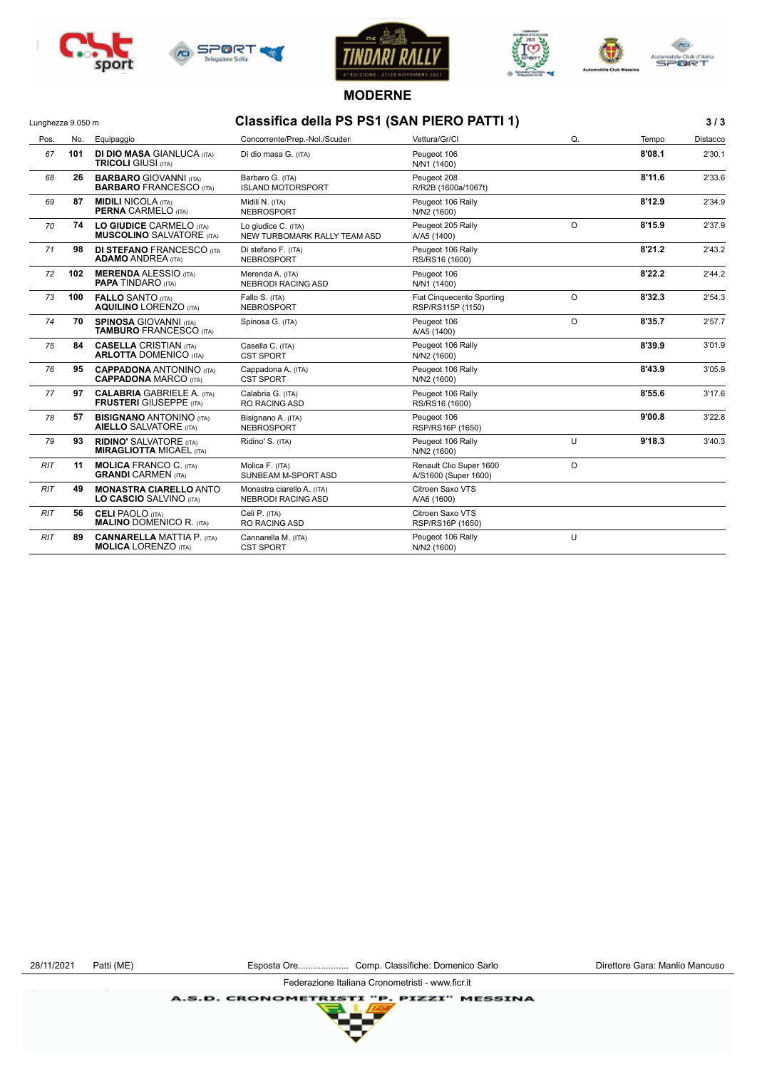# MODERNE

Lunghezza 9.050 m

## Classifica della PS PS1 (SAN PIERO PATTI 1)

| Pos. | No. | Equipaggio | Concorrente/Prep.-Nol./Scuder | Vettura/Gr/Cl | Q. | Tempo | Distacco |
|---|---|---|---|---|---|---|---|
| 67 | 101 | **DI DIO MASA** GIANLUCA (ITA) **TRICOLI** GIUSI (ITA) | Di dio masa G. (ITA) | Peugeot 106 N/N1 (1400) | | **8'08.1** | 2'30.1 |
| 68 | 26 | **BARBARO** GIOVANNI (ITA) **BARBARO** FRANCESCO (ITA) | Barbaro G. (ITA) ISLAND MOTORSPORT | Peugeot 208 R/R2B (1600a/1067t) | | **8'11.6** | 2'33.6 |
| 69 | 87 | **MIDILI** NICOLA (ITA) **PERNA** CARMELO (ITA) | Midili N. (ITA) NEBROSPORT | Peugeot 106 Rally N/N2 (1600) | | **8'12.9** | 2'34.9 |
| 70 | 74 | **LO GIUDICE** CARMELO (ITA) **MUSCOLINO** SALVATORE (ITA) | Lo giudice C. (ITA) NEW TURBOMARK RALLY TEAM ASD | Peugeot 205 Rally A/A5 (1400) | O | **8'15.9** | 2'37.9 |
| 71 | 98 | **DI STEFANO** FRANCESCO (ITA **ADAMO** ANDREA (ITA) | Di stefano F. (ITA) NEBROSPORT | Peugeot 106 Rally RS/RS16 (1600) | | **8'21.2** | 2'43.2 |
| 72 | 102 | **MERENDA** ALESSIO (ITA) **PAPA** TINDARO (ITA) | Merenda A. (ITA) NEBRODI RACING ASD | Peugeot 106 N/N1 (1400) | | **8'22.2** | 2'44.2 |
| 73 | 100 | **FALLO** SANTO (ITA) **AQUILINO** LORENZO (ITA) | Fallo S. (ITA) NEBROSPORT | Fiat Cinquecento Sporting RSP/RS115P (1150) | O | **8'32.3** | 2'54.3 |
| 74 | 70 | **SPINOSA** GIOVANNI (ITA) **TAMBURO** FRANCESCO (ITA) | Spinosa G. (ITA) | Peugeot 106 A/A5 (1400) | O | **8'35.7** | 2'57.7 |
| 75 | 84 | **CASELLA** CRISTIAN (ITA) **ARLOTTA** DOMENICO (ITA) | Casella C. (ITA) CST SPORT | Peugeot 106 Rally N/N2 (1600) | | **8'39.9** | 3'01.9 |
| 76 | 95 | **CAPPADONA** ANTONINO (ITA) **CAPPADONA** MARCO (ITA) | Cappadona A. (ITA) CST SPORT | Peugeot 106 Rally N/N2 (1600) | | **8'43.9** | 3'05.9 |
| 77 | 97 | **CALABRIA** GABRIELE A. (ITA) **FRUSTERI** GIUSEPPE (ITA) | Calabria G. (ITA) RO RACING ASD | Peugeot 106 Rally RS/RS16 (1600) | | **8'55.6** | 3'17.6 |
| 78 | 57 | **BISIGNANO** ANTONINO (ITA) **AIELLO** SALVATORE (ITA) | Bisignano A. (ITA) NEBROSPORT | Peugeot 106 RSP/RS16P (1650) | | **9'00.8** | 3'22.8 |
| 79 | 93 | **RIDINO'** SALVATORE (ITA) **MIRAGLIOTTA** MICAEL (ITA) | Ridino' S. (ITA) | Peugeot 106 Rally N/N2 (1600) | U | **9'18.3** | 3'40.3 |
| RIT | 11 | **MOLICA** FRANCO C. (ITA) **GRANDI** CARMEN (ITA) | Molica F. (ITA) SUNBEAM M-SPORT ASD | Renault Clio Super 1600 A/S1600 (Super 1600) | O | | |
| RIT | 49 | **MONASTRA CIARELLO** ANTO **LO CASCIO** SALVINO (ITA) | Monastra ciarello A. (ITA) NEBRODI RACING ASD | Citroen Saxo VTS A/A6 (1600) | | | |
| RIT | 56 | **CELI** PAOLO (ITA) **MALINO** DOMENICO R. (ITA) | Celi P. (ITA) RO RACING ASD | Citroen Saxo VTS RSP/RS16P (1650) | | | |
| RIT | 89 | **CANNARELLA** MATTIA P. (ITA) **MOLICA** LORENZO (ITA) | Cannarella M. (ITA) CST SPORT | Peugeot 106 Rally N/N2 (1600) | U | | |

28/11/2021 Patti (ME) Esposta Ore.................... Comp. Classifiche: Domenico Sarlo Direttore Gara: Manlio Mancuso

Federazione Italiana Cronometristi - www.ficr.it

A.S.D. CRONOMETRISTI "P. PIZZI" MESSINA